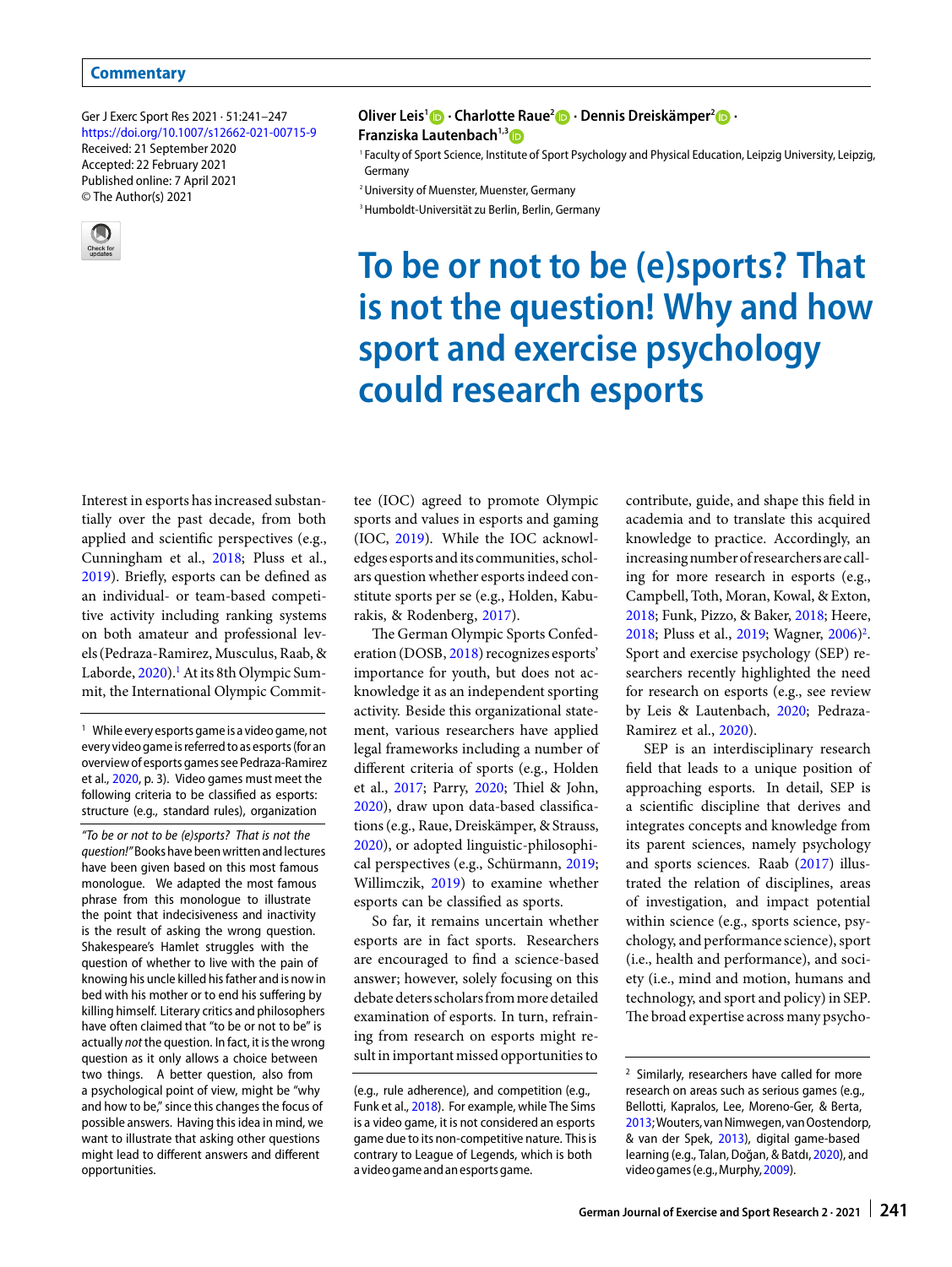Commentary

Ger J Exerc Sport Res 2021 · 51:241–247
https://doi.org/10.1007/s12662-021-00715-9
Received: 21 September 2020
Accepted: 22 February 2021
Published online: 7 April 2021
© The Author(s) 2021

**Oliver Leis**[1] · **Charlotte Raue**[2] · **Dennis Dreiskämper**[2] · **Franziska Lautenbach**[1,3]

[1] Faculty of Sport Science, Institute of Sport Psychology and Physical Education, Leipzig University, Leipzig, Germany
[2] University of Muenster, Muenster, Germany
[3] Humboldt-Universität zu Berlin, Berlin, Germany

# To be or not to be (e)sports? That is not the question! Why and how sport and exercise psychology could research esports

*"To be or not to be (e)sports? That is not the question!"* Books have been written and lectures have been given based on this most famous monologue. We adapted the most famous phrase from this monologue to illustrate the point that indecisiveness and inactivity is the result of asking the wrong question. Shakespeare's Hamlet struggles with the question of whether to live with the pain of knowing his uncle killed his father and is now in bed with his mother or to end his suffering by killing himself. Literary critics and philosophers have often claimed that "to be or not to be" is actually *not* the question. In fact, it is the wrong question as it only allows a choice between two things. A better question, also from a psychological point of view, might be "why and how to be," since this changes the focus of possible answers. Having this idea in mind, we want to illustrate that asking other questions might lead to different answers and different opportunities.

Interest in esports has increased substantially over the past decade, from both applied and scientific perspectives (e.g., Cunningham et al., 2018; Pluss et al., 2019). Briefly, esports can be defined as an individual- or team-based competitive activity including ranking systems on both amateur and professional levels (Pedraza-Ramirez, Musculus, Raab, & Laborde, 2020).[1] At its 8th Olympic Summit, the International Olympic Committee (IOC) agreed to promote Olympic sports and values in esports and gaming (IOC, 2019). While the IOC acknowledges esports and its communities, scholars question whether esports indeed constitute sports per se (e.g., Holden, Kaburakis, & Rodenberg, 2017).

The German Olympic Sports Confederation (DOSB, 2018) recognizes esports' importance for youth, but does not acknowledge it as an independent sporting activity. Beside this organizational statement, various researchers have applied legal frameworks including a number of different criteria of sports (e.g., Holden et al., 2017; Parry, 2020; Thiel & John, 2020), draw upon data-based classifications (e.g., Raue, Dreiskämper, & Strauss, 2020), or adopted linguistic-philosophical perspectives (e.g., Schürmann, 2019; Willimczik, 2019) to examine whether esports can be classified as sports.

So far, it remains uncertain whether esports are in fact sports. Researchers are encouraged to find a science-based answer; however, solely focusing on this debate deters scholars from more detailed examination of esports. In turn, refraining from research on esports might result in important missed opportunities to contribute, guide, and shape this field in academia and to translate this acquired knowledge to practice. Accordingly, an increasing number of researchers are calling for more research in esports (e.g., Campbell, Toth, Moran, Kowal, & Exton, 2018; Funk, Pizzo, & Baker, 2018; Heere, 2018; Pluss et al., 2019; Wagner, 2006)[2]. Sport and exercise psychology (SEP) researchers recently highlighted the need for research on esports (e.g., see review by Leis & Lautenbach, 2020; Pedraza-Ramirez et al., 2020).

SEP is an interdisciplinary research field that leads to a unique position of approaching esports. In detail, SEP is a scientific discipline that derives and integrates concepts and knowledge from its parent sciences, namely psychology and sports sciences. Raab (2017) illustrated the relation of disciplines, areas of investigation, and impact potential within science (e.g., sports science, psychology, and performance science), sport (i.e., health and performance), and society (i.e., mind and motion, humans and technology, and sport and policy) in SEP. The broad expertise across many psycho-

---

[1] While every esports game is a video game, not every video game is referred to as esports (for an overview of esports games see Pedraza-Ramirez et al., 2020, p. 3). Video games must meet the following criteria to be classified as esports: structure (e.g., standard rules), organization (e.g., rule adherence), and competition (e.g., Funk et al., 2018). For example, while The Sims is a video game, it is not considered an esports game due to its non-competitive nature. This is contrary to League of Legends, which is both a video game and an esports game.

[2] Similarly, researchers have called for more research on areas such as serious games (e.g., Bellotti, Kapralos, Lee, Moreno-Ger, & Berta, 2013; Wouters, van Nimwegen, van Oostendorp, & van der Spek, 2013), digital game-based learning (e.g., Talan, Doğan, & Batdı, 2020), and video games (e.g., Murphy, 2009).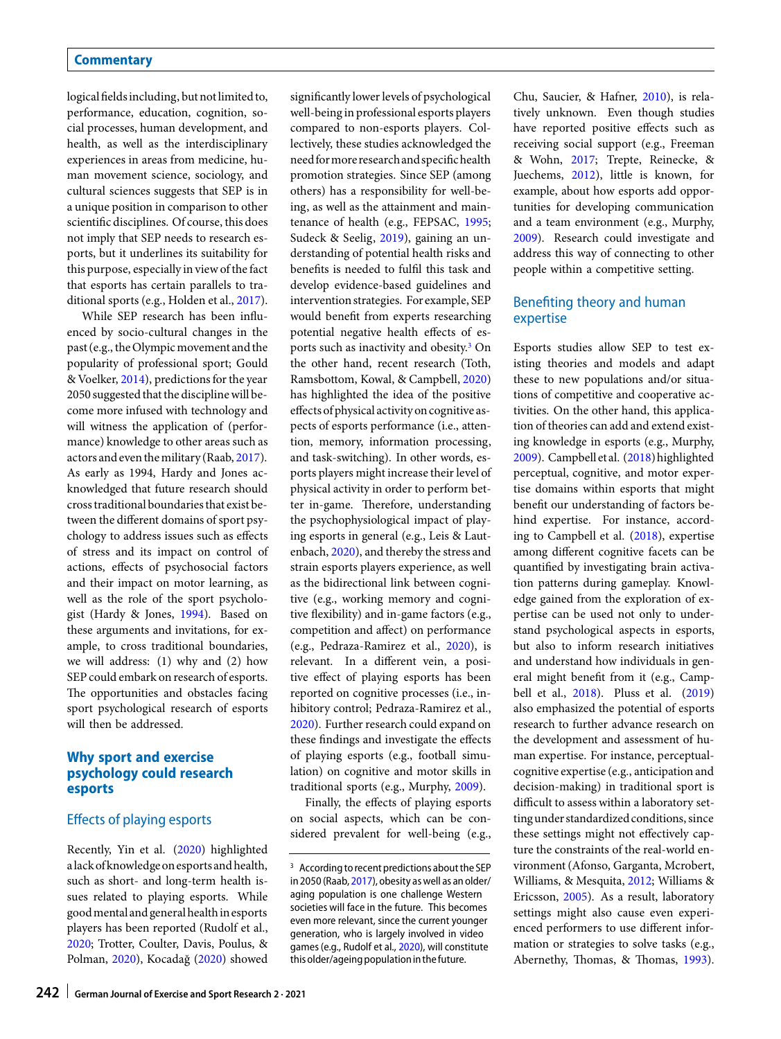logical fields including, but not limited to, performance, education, cognition, social processes, human development, and health, as well as the interdisciplinary experiences in areas from medicine, human movement science, sociology, and cultural sciences suggests that SEP is in a unique position in comparison to other scientific disciplines. Of course, this does not imply that SEP needs to research esports, but it underlines its suitability for this purpose, especially in view of the fact that esports has certain parallels to traditional sports (e.g., Holden et al., 2017).

While SEP research has been influenced by socio-cultural changes in the past (e.g., the Olympic movement and the popularity of professional sport; Gould & Voelker, 2014), predictions for the year 2050 suggested that the discipline will become more infused with technology and will witness the application of (performance) knowledge to other areas such as actors and even the military (Raab, 2017). As early as 1994, Hardy and Jones acknowledged that future research should cross traditional boundaries that exist between the different domains of sport psychology to address issues such as effects of stress and its impact on control of actions, effects of psychosocial factors and their impact on motor learning, as well as the role of the sport psychologist (Hardy & Jones, 1994). Based on these arguments and invitations, for example, to cross traditional boundaries, we will address: (1) why and (2) how SEP could embark on research of esports. The opportunities and obstacles facing sport psychological research of esports will then be addressed.

## Why sport and exercise psychology could research esports

### Effects of playing esports

Recently, Yin et al. (2020) highlighted a lack of knowledge on esports and health, such as short- and long-term health issues related to playing esports. While good mental and general health in esports players has been reported (Rudolf et al., 2020; Trotter, Coulter, Davis, Poulus, & Polman, 2020), Kocadağ (2020) showed significantly lower levels of psychological well-being in professional esports players compared to non-esports players. Collectively, these studies acknowledged the need for more research and specific health promotion strategies. Since SEP (among others) has a responsibility for well-being, as well as the attainment and maintenance of health (e.g., FEPSAC, 1995; Sudeck & Seelig, 2019), gaining an understanding of potential health risks and benefits is needed to fulfil this task and develop evidence-based guidelines and intervention strategies. For example, SEP would benefit from experts researching potential negative health effects of esports such as inactivity and obesity.[3] On the other hand, recent research (Toth, Ramsbottom, Kowal, & Campbell, 2020) has highlighted the idea of the positive effects of physical activity on cognitive aspects of esports performance (i.e., attention, memory, information processing, and task-switching). In other words, esports players might increase their level of physical activity in order to perform better in-game. Therefore, understanding the psychophysiological impact of playing esports in general (e.g., Leis & Lautenbach, 2020), and thereby the stress and strain esports players experience, as well as the bidirectional link between cognitive (e.g., working memory and cognitive flexibility) and in-game factors (e.g., competition and affect) on performance (e.g., Pedraza-Ramirez et al., 2020), is relevant. In a different vein, a positive effect of playing esports has been reported on cognitive processes (i.e., inhibitory control; Pedraza-Ramirez et al., 2020). Further research could expand on these findings and investigate the effects of playing esports (e.g., football simulation) on cognitive and motor skills in traditional sports (e.g., Murphy, 2009).

Finally, the effects of playing esports on social aspects, which can be considered prevalent for well-being (e.g., Chu, Saucier, & Hafner, 2010), is relatively unknown. Even though studies have reported positive effects such as receiving social support (e.g., Freeman & Wohn, 2017; Trepte, Reinecke, & Juechems, 2012), little is known, for example, about how esports add opportunities for developing communication and a team environment (e.g., Murphy, 2009). Research could investigate and address this way of connecting to other people within a competitive setting.

### Benefiting theory and human expertise

Esports studies allow SEP to test existing theories and models and adapt these to new populations and/or situations of competitive and cooperative activities. On the other hand, this application of theories can add and extend existing knowledge in esports (e.g., Murphy, 2009). Campbell et al. (2018) highlighted perceptual, cognitive, and motor expertise domains within esports that might benefit our understanding of factors behind expertise. For instance, according to Campbell et al. (2018), expertise among different cognitive facets can be quantified by investigating brain activation patterns during gameplay. Knowledge gained from the exploration of expertise can be used not only to understand psychological aspects in esports, but also to inform research initiatives and understand how individuals in general might benefit from it (e.g., Campbell et al., 2018). Pluss et al. (2019) also emphasized the potential of esports research to further advance research on the development and assessment of human expertise. For instance, perceptual-cognitive expertise (e.g., anticipation and decision-making) in traditional sport is difficult to assess within a laboratory setting under standardized conditions, since these settings might not effectively capture the constraints of the real-world environment (Afonso, Garganta, Mcrobert, Williams, & Mesquita, 2012; Williams & Ericsson, 2005). As a result, laboratory settings might also cause even experienced performers to use different information or strategies to solve tasks (e.g., Abernethy, Thomas, & Thomas, 1993).

[3] According to recent predictions about the SEP in 2050 (Raab, 2017), obesity as well as an older/aging population is one challenge Western societies will face in the future. This becomes even more relevant, since the current younger generation, who is largely involved in video games (e.g., Rudolf et al., 2020), will constitute this older/ageing population in the future.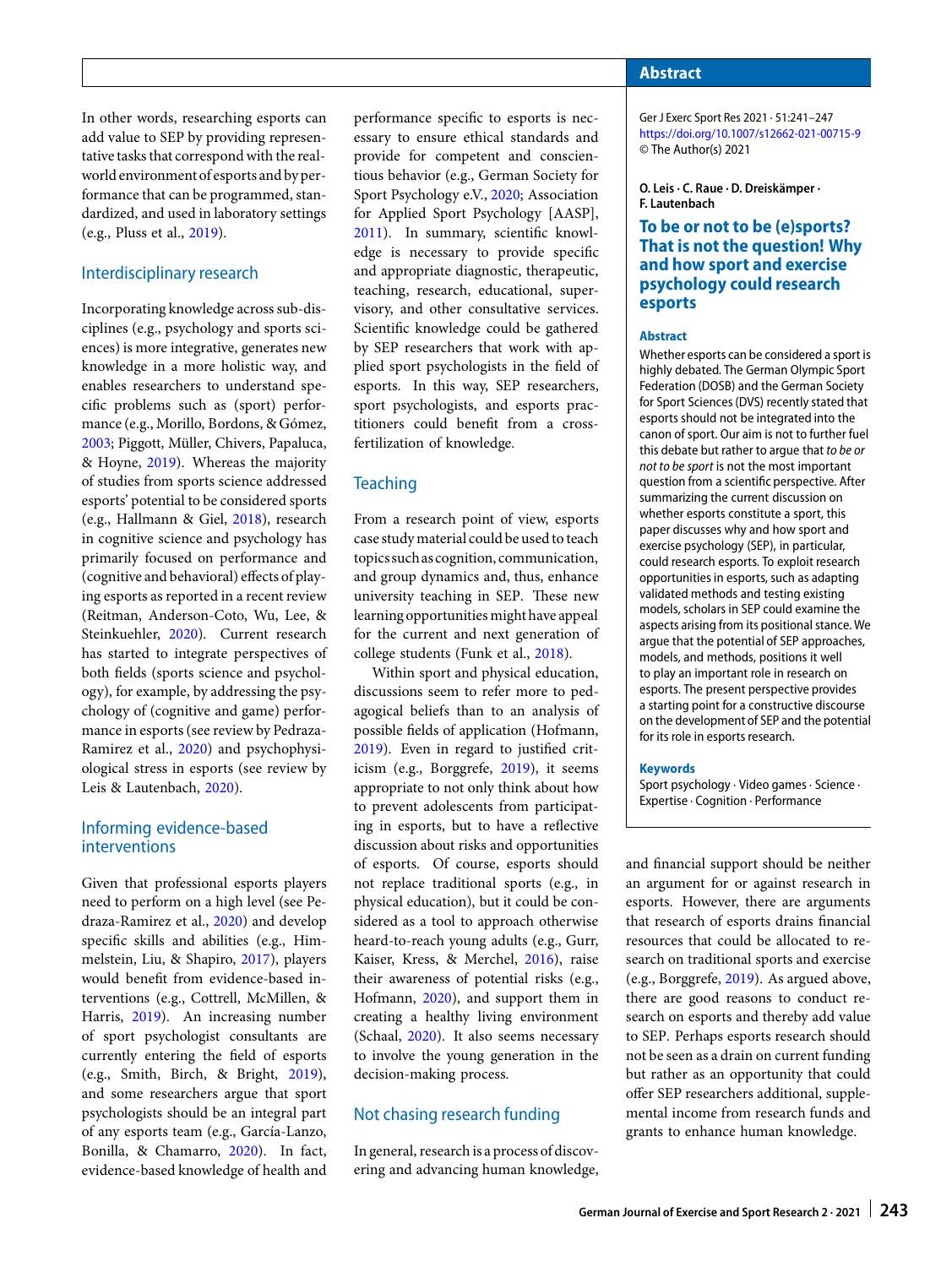In other words, researching esports can add value to SEP by providing representative tasks that correspond with the real-world environment of esports and by performance that can be programmed, standardized, and used in laboratory settings (e.g., Pluss et al., 2019).

## Interdisciplinary research

Incorporating knowledge across sub-disciplines (e.g., psychology and sports sciences) is more integrative, generates new knowledge in a more holistic way, and enables researchers to understand specific problems such as (sport) performance (e.g., Morillo, Bordons, & Gómez, 2003; Piggott, Müller, Chivers, Papaluca, & Hoyne, 2019). Whereas the majority of studies from sports science addressed esports' potential to be considered sports (e.g., Hallmann & Giel, 2018), research in cognitive science and psychology has primarily focused on performance and (cognitive and behavioral) effects of playing esports as reported in a recent review (Reitman, Anderson-Coto, Wu, Lee, & Steinkuehler, 2020). Current research has started to integrate perspectives of both fields (sports science and psychology), for example, by addressing the psychology of (cognitive and game) performance in esports (see review by Pedraza-Ramirez et al., 2020) and psychophysiological stress in esports (see review by Leis & Lautenbach, 2020).

## Informing evidence-based interventions

Given that professional esports players need to perform on a high level (see Pedraza-Ramirez et al., 2020) and develop specific skills and abilities (e.g., Himmelstein, Liu, & Shapiro, 2017), players would benefit from evidence-based interventions (e.g., Cottrell, McMillen, & Harris, 2019). An increasing number of sport psychologist consultants are currently entering the field of esports (e.g., Smith, Birch, & Bright, 2019), and some researchers argue that sport psychologists should be an integral part of any esports team (e.g., García-Lanzo, Bonilla, & Chamarro, 2020). In fact, evidence-based knowledge of health and performance specific to esports is necessary to ensure ethical standards and provide for competent and conscientious behavior (e.g., German Society for Sport Psychology e.V., 2020; Association for Applied Sport Psychology [AASP], 2011). In summary, scientific knowledge is necessary to provide specific and appropriate diagnostic, therapeutic, teaching, research, educational, supervisory, and other consultative services. Scientific knowledge could be gathered by SEP researchers that work with applied sport psychologists in the field of esports. In this way, SEP researchers, sport psychologists, and esports practitioners could benefit from a cross-fertilization of knowledge.

## Teaching

From a research point of view, esports case study material could be used to teach topics such as cognition, communication, and group dynamics and, thus, enhance university teaching in SEP. These new learning opportunities might have appeal for the current and next generation of college students (Funk et al., 2018).

Within sport and physical education, discussions seem to refer more to pedagogical beliefs than to an analysis of possible fields of application (Hofmann, 2019). Even in regard to justified criticism (e.g., Borggrefe, 2019), it seems appropriate to not only think about how to prevent adolescents from participating in esports, but to have a reflective discussion about risks and opportunities of esports. Of course, esports should not replace traditional sports (e.g., in physical education), but it could be considered as a tool to approach otherwise heard-to-reach young adults (e.g., Gurr, Kaiser, Kress, & Merchel, 2016), raise their awareness of potential risks (e.g., Hofmann, 2020), and support them in creating a healthy living environment (Schaal, 2020). It also seems necessary to involve the young generation in the decision-making process.

## Not chasing research funding

In general, research is a process of discovering and advancing human knowledge, and financial support should be neither an argument for or against research in esports. However, there are arguments that research of esports drains financial resources that could be allocated to research on traditional sports and exercise (e.g., Borggrefe, 2019). As argued above, there are good reasons to conduct research on esports and thereby add value to SEP. Perhaps esports research should not be seen as a drain on current funding but rather as an opportunity that could offer SEP researchers additional, supplemental income from research funds and grants to enhance human knowledge.

## Abstract

Ger J Exerc Sport Res 2021 · 51:241–247
https://doi.org/10.1007/s12662-021-00715-9
© The Author(s) 2021

**O. Leis · C. Raue · D. Dreiskämper · F. Lautenbach**

### To be or not to be (e)sports? That is not the question! Why and how sport and exercise psychology could research esports

**Abstract**

Whether esports can be considered a sport is highly debated. The German Olympic Sport Federation (DOSB) and the German Society for Sport Sciences (DVS) recently stated that esports should not be integrated into the canon of sport. Our aim is not to further fuel this debate but rather to argue that *to be or not to be sport* is not the most important question from a scientific perspective. After summarizing the current discussion on whether esports constitute a sport, this paper discusses why and how sport and exercise psychology (SEP), in particular, could research esports. To exploit research opportunities in esports, such as adapting validated methods and testing existing models, scholars in SEP could examine the aspects arising from its positional stance. We argue that the potential of SEP approaches, models, and methods, positions it well to play an important role in research on esports. The present perspective provides a starting point for a constructive discourse on the development of SEP and the potential for its role in esports research.

**Keywords**

Sport psychology · Video games · Science · Expertise · Cognition · Performance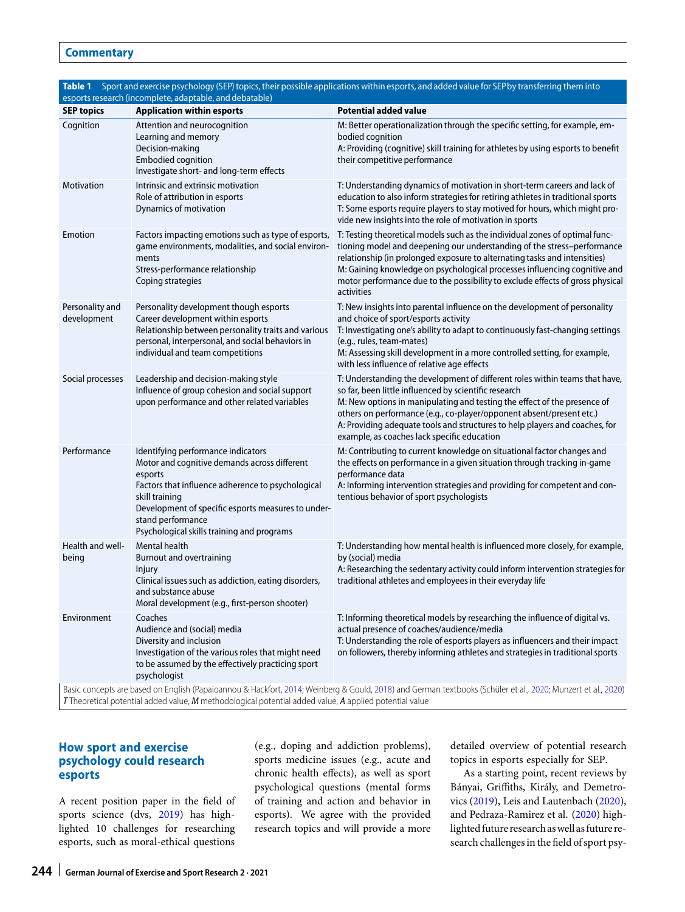**Table 1** Sport and exercise psychology (SEP) topics, their possible applications within esports, and added value for SEP by transferring them into esports research (incomplete, adaptable, and debatable)

| SEP topics | Application within esports | Potential added value |
|---|---|---|
| Cognition | Attention and neurocognition<br>Learning and memory<br>Decision-making<br>Embodied cognition<br>Investigate short- and long-term effects | M: Better operationalization through the specific setting, for example, embodied cognition<br>A: Providing (cognitive) skill training for athletes by using esports to benefit their competitive performance |
| Motivation | Intrinsic and extrinsic motivation<br>Role of attribution in esports<br>Dynamics of motivation | T: Understanding dynamics of motivation in short-term careers and lack of education to also inform strategies for retiring athletes in traditional sports<br>T: Some esports require players to stay motived for hours, which might provide new insights into the role of motivation in sports |
| Emotion | Factors impacting emotions such as type of esports, game environments, modalities, and social environments<br>Stress-performance relationship<br>Coping strategies | T: Testing theoretical models such as the individual zones of optimal functioning model and deepening our understanding of the stress–performance relationship (in prolonged exposure to alternating tasks and intensities)<br>M: Gaining knowledge on psychological processes influencing cognitive and motor performance due to the possibility to exclude effects of gross physical activities |
| Personality and development | Personality development though esports<br>Career development within esports<br>Relationship between personality traits and various personal, interpersonal, and social behaviors in individual and team competitions | T: New insights into parental influence on the development of personality and choice of sport/esports activity<br>T: Investigating one's ability to adapt to continuously fast-changing settings (e.g., rules, team-mates)<br>M: Assessing skill development in a more controlled setting, for example, with less influence of relative age effects |
| Social processes | Leadership and decision-making style<br>Influence of group cohesion and social support upon performance and other related variables | T: Understanding the development of different roles within teams that have, so far, been little influenced by scientific research<br>M: New options in manipulating and testing the effect of the presence of others on performance (e.g., co-player/opponent absent/present etc.)<br>A: Providing adequate tools and structures to help players and coaches, for example, as coaches lack specific education |
| Performance | Identifying performance indicators<br>Motor and cognitive demands across different esports<br>Factors that influence adherence to psychological skill training<br>Development of specific esports measures to understand performance<br>Psychological skills training and programs | M: Contributing to current knowledge on situational factor changes and the effects on performance in a given situation through tracking in-game performance data<br>A: Informing intervention strategies and providing for competent and contentious behavior of sport psychologists |
| Health and well-being | Mental health<br>Burnout and overtraining<br>Injury<br>Clinical issues such as addiction, eating disorders, and substance abuse<br>Moral development (e.g., first-person shooter) | T: Understanding how mental health is influenced more closely, for example, by (social) media<br>A: Researching the sedentary activity could inform intervention strategies for traditional athletes and employees in their everyday life |
| Environment | Coaches<br>Audience and (social) media<br>Diversity and inclusion<br>Investigation of the various roles that might need to be assumed by the effectively practicing sport psychologist | T: Informing theoretical models by researching the influence of digital vs. actual presence of coaches/audience/media<br>T: Understanding the role of esports players as influencers and their impact on followers, thereby informing athletes and strategies in traditional sports |

Basic concepts are based on English (Papaioannou & Hackfort, 2014; Weinberg & Gould, 2018) and German textbooks (Schüler et al., 2020; Munzert et al., 2020)
*T* Theoretical potential added value, *M* methodological potential added value, *A* applied potential value

## How sport and exercise psychology could research esports

A recent position paper in the field of sports science (dvs, 2019) has highlighted 10 challenges for researching esports, such as moral-ethical questions (e.g., doping and addiction problems), sports medicine issues (e.g., acute and chronic health effects), as well as sport psychological questions (mental forms of training and action and behavior in esports). We agree with the provided research topics and will provide a more detailed overview of potential research topics in esports especially for SEP.

As a starting point, recent reviews by Bányai, Griffiths, Király, and Demetrovics (2019), Leis and Lautenbach (2020), and Pedraza-Ramirez et al. (2020) highlighted future research as well as future research challenges in the field of sport psy-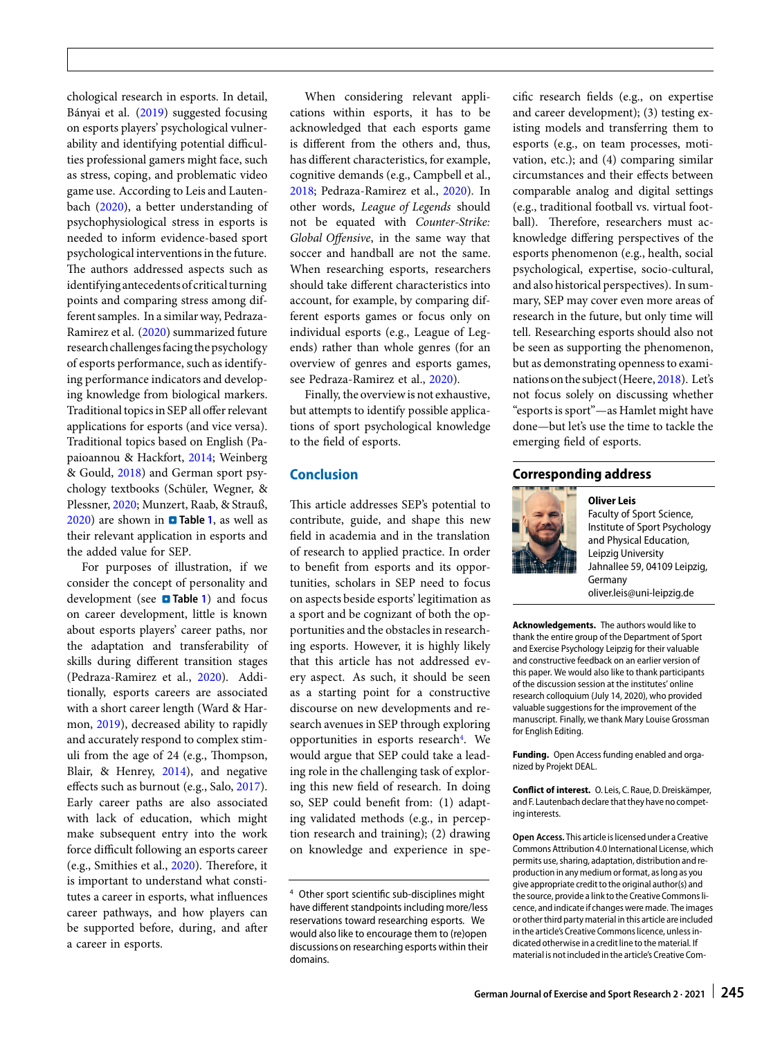chological research in esports. In detail, Bányai et al. (2019) suggested focusing on esports players' psychological vulnerability and identifying potential difficulties professional gamers might face, such as stress, coping, and problematic video game use. According to Leis and Lautenbach (2020), a better understanding of psychophysiological stress in esports is needed to inform evidence-based sport psychological interventions in the future. The authors addressed aspects such as identifying antecedents of critical turning points and comparing stress among different samples. In a similar way, Pedraza-Ramirez et al. (2020) summarized future research challenges facing the psychology of esports performance, such as identifying performance indicators and developing knowledge from biological markers. Traditional topics in SEP all offer relevant applications for esports (and vice versa). Traditional topics based on English (Papaioannou & Hackfort, 2014; Weinberg & Gould, 2018) and German sport psychology textbooks (Schüler, Wegner, & Plessner, 2020; Munzert, Raab, & Strauß, 2020) are shown in **Table 1**, as well as their relevant application in esports and the added value for SEP.

For purposes of illustration, if we consider the concept of personality and development (see **Table 1**) and focus on career development, little is known about esports players' career paths, nor the adaptation and transferability of skills during different transition stages (Pedraza-Ramirez et al., 2020). Additionally, esports careers are associated with a short career length (Ward & Harmon, 2019), decreased ability to rapidly and accurately respond to complex stimuli from the age of 24 (e.g., Thompson, Blair, & Henrey, 2014), and negative effects such as burnout (e.g., Salo, 2017). Early career paths are also associated with lack of education, which might make subsequent entry into the work force difficult following an esports career (e.g., Smithies et al., 2020). Therefore, it is important to understand what constitutes a career in esports, what influences career pathways, and how players can be supported before, during, and after a career in esports.

When considering relevant applications within esports, it has to be acknowledged that each esports game is different from the others and, thus, has different characteristics, for example, cognitive demands (e.g., Campbell et al., 2018; Pedraza-Ramirez et al., 2020). In other words, *League of Legends* should not be equated with *Counter-Strike: Global Offensive*, in the same way that soccer and handball are not the same. When researching esports, researchers should take different characteristics into account, for example, by comparing different esports games or focus only on individual esports (e.g., League of Legends) rather than whole genres (for an overview of genres and esports games, see Pedraza-Ramirez et al., 2020).

Finally, the overview is not exhaustive, but attempts to identify possible applications of sport psychological knowledge to the field of esports.

## Conclusion

This article addresses SEP's potential to contribute, guide, and shape this new field in academia and in the translation of research to applied practice. In order to benefit from esports and its opportunities, scholars in SEP need to focus on aspects beside esports' legitimation as a sport and be cognizant of both the opportunities and the obstacles in researching esports. However, it is highly likely that this article has not addressed every aspect. As such, it should be seen as a starting point for a constructive discourse on new developments and research avenues in SEP through exploring opportunities in esports research[4]. We would argue that SEP could take a leading role in the challenging task of exploring this new field of research. In doing so, SEP could benefit from: (1) adapting validated methods (e.g., in perception research and training); (2) drawing on knowledge and experience in specific research fields (e.g., on expertise and career development); (3) testing existing models and transferring them to esports (e.g., on team processes, motivation, etc.); and (4) comparing similar circumstances and their effects between comparable analog and digital settings (e.g., traditional football vs. virtual football). Therefore, researchers must acknowledge differing perspectives of the esports phenomenon (e.g., health, social psychological, expertise, socio-cultural, and also historical perspectives). In summary, SEP may cover even more areas of research in the future, but only time will tell. Researching esports should also not be seen as supporting the phenomenon, but as demonstrating openness to examinations on the subject (Heere, 2018). Let's not focus solely on discussing whether "esports is sport"—as Hamlet might have done—but let's use the time to tackle the emerging field of esports.

[4] Other sport scientific sub-disciplines might have different standpoints including more/less reservations toward researching esports. We would also like to encourage them to (re)open discussions on researching esports within their domains.

## Corresponding address

**Oliver Leis**
Faculty of Sport Science, Institute of Sport Psychology and Physical Education, Leipzig University
Jahnallee 59, 04109 Leipzig, Germany
oliver.leis@uni-leipzig.de

**Acknowledgements.** The authors would like to thank the entire group of the Department of Sport and Exercise Psychology Leipzig for their valuable and constructive feedback on an earlier version of this paper. We would also like to thank participants of the discussion session at the institutes' online research colloquium (July 14, 2020), who provided valuable suggestions for the improvement of the manuscript. Finally, we thank Mary Louise Grossman for English Editing.

**Funding.** Open Access funding enabled and organized by Projekt DEAL.

**Conflict of interest.** O. Leis, C. Raue, D. Dreiskämper, and F. Lautenbach declare that they have no competing interests.

**Open Access.** This article is licensed under a Creative Commons Attribution 4.0 International License, which permits use, sharing, adaptation, distribution and reproduction in any medium or format, as long as you give appropriate credit to the original author(s) and the source, provide a link to the Creative Commons licence, and indicate if changes were made. The images or other third party material in this article are included in the article's Creative Commons licence, unless indicated otherwise in a credit line to the material. If material is not included in the article's Creative Com-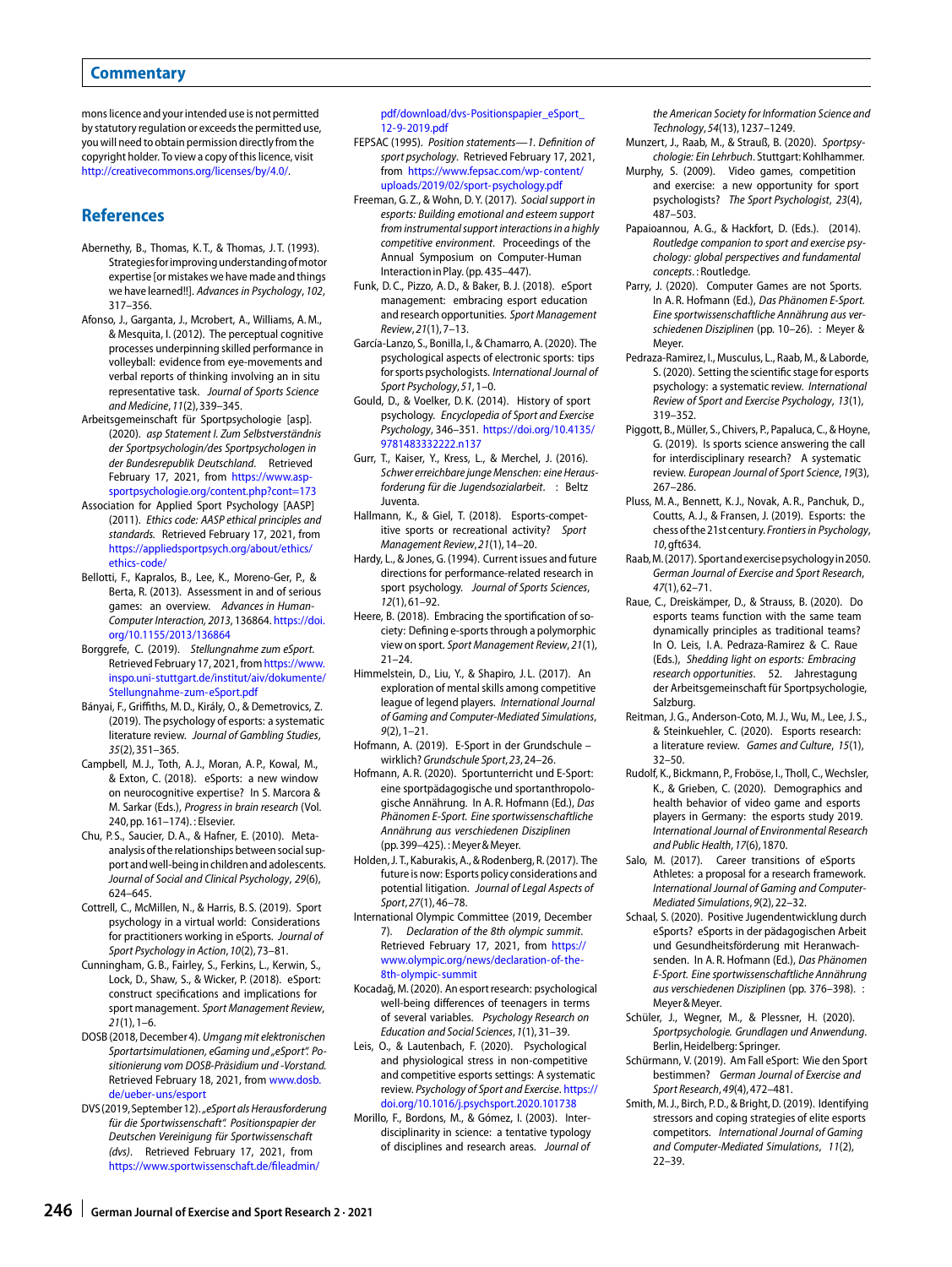mons licence and your intended use is not permitted by statutory regulation or exceeds the permitted use, you will need to obtain permission directly from the copyright holder. To view a copy of this licence, visit http://creativecommons.org/licenses/by/4.0/.

## References

Abernethy, B., Thomas, K. T., & Thomas, J. T. (1993). Strategies for improving understanding of motor expertise [or mistakes we have made and things we have learned!!]. *Advances in Psychology*, *102*, 317–356.

Afonso, J., Garganta, J., Mcrobert, A., Williams, A. M., & Mesquita, I. (2012). The perceptual cognitive processes underpinning skilled performance in volleyball: evidence from eye-movements and verbal reports of thinking involving an in situ representative task. *Journal of Sports Science and Medicine*, *11*(2), 339–345.

Arbeitsgemeinschaft für Sportpsychologie [asp]. (2020). *asp Statement I. Zum Selbstverständnis der Sportpsychologin/des Sportpsychologen in der Bundesrepublik Deutschland*. Retrieved February 17, 2021, from https://www.asp-sportpsychologie.org/content.php?cont=173

Association for Applied Sport Psychology [AASP] (2011). *Ethics code: AASP ethical principles and standards*. Retrieved February 17, 2021, from https://appliedsportpsych.org/about/ethics/ethics-code/

Bellotti, F., Kapralos, B., Lee, K., Moreno-Ger, P., & Berta, R. (2013). Assessment in and of serious games: an overview. *Advances in Human-Computer Interaction, 2013*, 136864. https://doi.org/10.1155/2013/136864

Borggrefe, C. (2019). *Stellungnahme zum eSport*. Retrieved February 17, 2021, from https://www.inspo.uni-stuttgart.de/institut/aiv/dokumente/Stellungnahme-zum-eSport.pdf

Bányai, F., Griffiths, M. D., Király, O., & Demetrovics, Z. (2019). The psychology of esports: a systematic literature review. *Journal of Gambling Studies*, *35*(2), 351–365.

Campbell, M. J., Toth, A. J., Moran, A. P., Kowal, M., & Exton, C. (2018). eSports: a new window on neurocognitive expertise? In S. Marcora & M. Sarkar (Eds.), *Progress in brain research* (Vol. 240, pp. 161–174). : Elsevier.

Chu, P. S., Saucier, D. A., & Hafner, E. (2010). Meta-analysis of the relationships between social support and well-being in children and adolescents. *Journal of Social and Clinical Psychology*, *29*(6), 624–645.

Cottrell, C., McMillen, N., & Harris, B. S. (2019). Sport psychology in a virtual world: Considerations for practitioners working in eSports. *Journal of Sport Psychology in Action*, *10*(2), 73–81.

Cunningham, G. B., Fairley, S., Ferkins, L., Kerwin, S., Lock, D., Shaw, S., & Wicker, P. (2018). eSport: construct specifications and implications for sport management. *Sport Management Review*, *21*(1), 1–6.

DOSB (2018, December 4). *Umgang mit elektronischen Sportartsimulationen, eGaming und „eSport". Positionierung vom DOSB-Präsidium und -Vorstand*. Retrieved February 18, 2021, from www.dosb.de/ueber-uns/esport

DVS (2019, September 12). *„eSport als Herausforderung für die Sportwissenschaft". Positionspapier der Deutschen Vereinigung für Sportwissenschaft (dvs)*. Retrieved February 17, 2021, from https://www.sportwissenschaft.de/fileadmin/pdf/download/dvs-Positionspapier_eSport_12-9-2019.pdf

FEPSAC (1995). *Position statements—1. Definition of sport psychology*. Retrieved February 17, 2021, from https://www.fepsac.com/wp-content/uploads/2019/02/sport-psychology.pdf

Freeman, G. Z., & Wohn, D. Y. (2017). *Social support in esports: Building emotional and esteem support from instrumental support interactions in a highly competitive environment*. Proceedings of the Annual Symposium on Computer-Human Interaction in Play. (pp. 435–447).

Funk, D. C., Pizzo, A. D., & Baker, B. J. (2018). eSport management: embracing esport education and research opportunities. *Sport Management Review*, *21*(1), 7–13.

García-Lanzo, S., Bonilla, I., & Chamarro, A. (2020). The psychological aspects of electronic sports: tips for sports psychologists. *International Journal of Sport Psychology*, *51*, 1–0.

Gould, D., & Voelker, D. K. (2014). History of sport psychology. *Encyclopedia of Sport and Exercise Psychology*, 346–351. https://doi.org/10.4135/9781483332222.n137

Gurr, T., Kaiser, Y., Kress, L., & Merchel, J. (2016). *Schwer erreichbare junge Menschen: eine Herausforderung für die Jugendsozialarbeit*. : Beltz Juventa.

Hallmann, K., & Giel, T. (2018). Esports-competitive sports or recreational activity? *Sport Management Review*, *21*(1), 14–20.

Hardy, L., & Jones, G. (1994). Current issues and future directions for performance-related research in sport psychology. *Journal of Sports Sciences*, *12*(1), 61–92.

Heere, B. (2018). Embracing the sportification of society: Defining e-sports through a polymorphic view on sport. *Sport Management Review*, *21*(1), 21–24.

Himmelstein, D., Liu, Y., & Shapiro, J. L. (2017). An exploration of mental skills among competitive league of legend players. *International Journal of Gaming and Computer-Mediated Simulations*, *9*(2), 1–21.

Hofmann, A. (2019). E-Sport in der Grundschule – wirklich? *Grundschule Sport*, *23*, 24–26.

Hofmann, A. R. (2020). Sportunterricht und E-Sport: eine sportpädagogische und sportanthropologische Annährung. In A. R. Hofmann (Ed.), *Das Phänomen E-Sport. Eine sportwissenschaftliche Annährung aus verschiedenen Disziplinen* (pp. 399–425). : Meyer & Meyer.

Holden, J. T., Kaburakis, A., & Rodenberg, R. (2017). The future is now: Esports policy considerations and potential litigation. *Journal of Legal Aspects of Sport*, *27*(1), 46–78.

International Olympic Committee (2019, December 7). *Declaration of the 8th olympic summit*. Retrieved February 17, 2021, from https://www.olympic.org/news/declaration-of-the-8th-olympic-summit

Kocadağ, M. (2020). An esport research: psychological well-being differences of teenagers in terms of several variables. *Psychology Research on Education and Social Sciences*, *1*(1), 31–39.

Leis, O., & Lautenbach, F. (2020). Psychological and physiological stress in non-competitive and competitive esports settings: A systematic review. *Psychology of Sport and Exercise*. https://doi.org/10.1016/j.psychsport.2020.101738

Morillo, F., Bordons, M., & Gómez, I. (2003). Interdisciplinarity in science: a tentative typology of disciplines and research areas. *Journal of the American Society for Information Science and Technology*, *54*(13), 1237–1249.

Munzert, J., Raab, M., & Strauß, B. (2020). *Sportpsychologie: Ein Lehrbuch*. Stuttgart: Kohlhammer.

Murphy, S. (2009). Video games, competition and exercise: a new opportunity for sport psychologists? *The Sport Psychologist*, *23*(4), 487–503.

Papaioannou, A. G., & Hackfort, D. (Eds.). (2014). *Routledge companion to sport and exercise psychology: global perspectives and fundamental concepts*. : Routledge.

Parry, J. (2020). Computer Games are not Sports. In A. R. Hofmann (Ed.), *Das Phänomen E-Sport. Eine sportwissenschaftliche Annährung aus verschiedenen Disziplinen* (pp. 10–26). : Meyer & Meyer.

Pedraza-Ramirez, I., Musculus, L., Raab, M., & Laborde, S. (2020). Setting the scientific stage for esports psychology: a systematic review. *International Review of Sport and Exercise Psychology*, *13*(1), 319–352.

Piggott, B., Müller, S., Chivers, P., Papaluca, C., & Hoyne, G. (2019). Is sports science answering the call for interdisciplinary research? A systematic review. *European Journal of Sport Science*, *19*(3), 267–286.

Pluss, M. A., Bennett, K. J., Novak, A. R., Panchuk, D., Coutts, A. J., & Fransen, J. (2019). Esports: the chess of the 21st century. *Frontiers in Psychology*, *10*, gft634.

Raab, M. (2017). Sport and exercise psychology in 2050. *German Journal of Exercise and Sport Research*, *47*(1), 62–71.

Raue, C., Dreiskämper, D., & Strauss, B. (2020). Do esports teams function with the same team dynamically principles as traditional teams? In O. Leis, I. A. Pedraza-Ramirez & C. Raue (Eds.), *Shedding light on esports: Embracing research opportunities*. 52. Jahrestagung der Arbeitsgemeinschaft für Sportpsychologie, Salzburg.

Reitman, J. G., Anderson-Coto, M. J., Wu, M., Lee, J. S., & Steinkuehler, C. (2020). Esports research: a literature review. *Games and Culture*, *15*(1), 32–50.

Rudolf, K., Bickmann, P., Froböse, I., Tholl, C., Wechsler, K., & Grieben, C. (2020). Demographics and health behavior of video game and esports players in Germany: the esports study 2019. *International Journal of Environmental Research and Public Health*, *17*(6), 1870.

Salo, M. (2017). Career transitions of eSports Athletes: a proposal for a research framework. *International Journal of Gaming and Computer-Mediated Simulations*, *9*(2), 22–32.

Schaal, S. (2020). Positive Jugendentwicklung durch eSports? eSports in der pädagogischen Arbeit und Gesundheitsförderung mit Heranwachsenden. In A. R. Hofmann (Ed.), *Das Phänomen E-Sport. Eine sportwissenschaftliche Annährung aus verschiedenen Disziplinen* (pp. 376–398). : Meyer & Meyer.

Schüler, J., Wegner, M., & Plessner, H. (2020). *Sportpsychologie. Grundlagen und Anwendung*. Berlin, Heidelberg: Springer.

Schürmann, V. (2019). Am Fall eSport: Wie den Sport bestimmen? *German Journal of Exercise and Sport Research*, *49*(4), 472–481.

Smith, M. J., Birch, P. D., & Bright, D. (2019). Identifying stressors and coping strategies of elite esports competitors. *International Journal of Gaming and Computer-Mediated Simulations*, *11*(2), 22–39.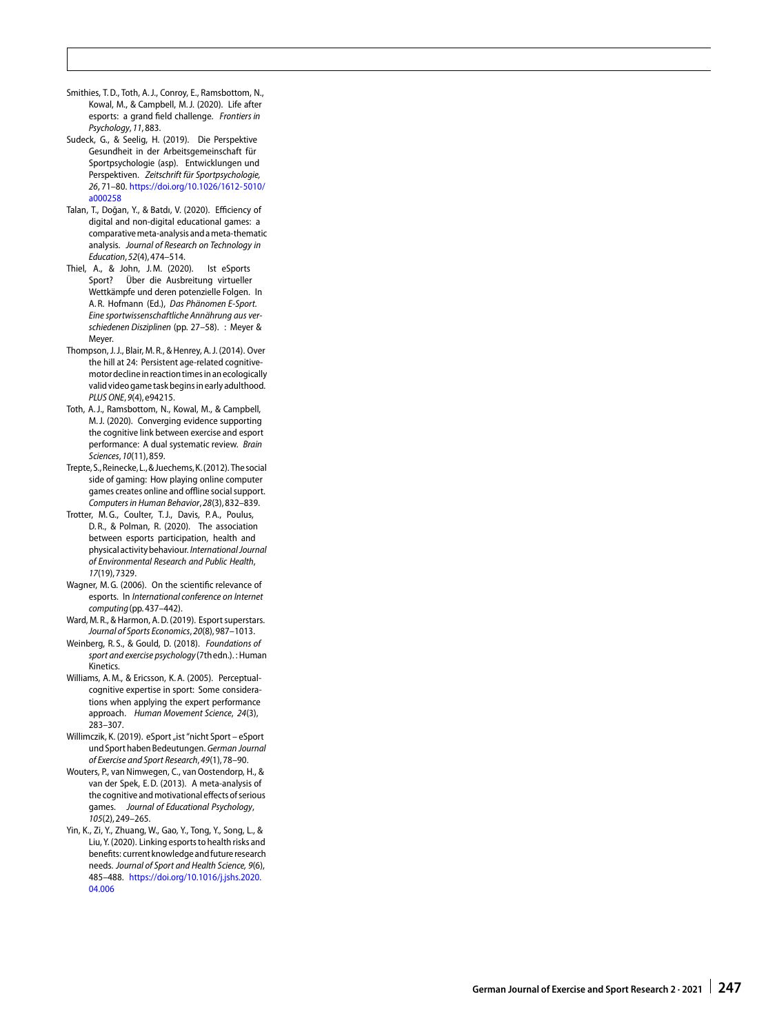Smithies, T. D., Toth, A. J., Conroy, E., Ramsbottom, N., Kowal, M., & Campbell, M. J. (2020). Life after esports: a grand field challenge. *Frontiers in Psychology*, *11*, 883.

Sudeck, G., & Seelig, H. (2019). Die Perspektive Gesundheit in der Arbeitsgemeinschaft für Sportpsychologie (asp). Entwicklungen und Perspektiven. *Zeitschrift für Sportpsychologie, 26*, 71–80. https://doi.org/10.1026/1612-5010/a000258

Talan, T., Doğan, Y., & Batdı, V. (2020). Efficiency of digital and non-digital educational games: a comparative meta-analysis and a meta-thematic analysis. *Journal of Research on Technology in Education*, *52*(4), 474–514.

Thiel, A., & John, J. M. (2020). Ist eSports Sport? Über die Ausbreitung virtueller Wettkämpfe und deren potenzielle Folgen. In A. R. Hofmann (Ed.), *Das Phänomen E-Sport. Eine sportwissenschaftliche Annährung aus verschiedenen Disziplinen* (pp. 27–58). : Meyer & Meyer.

Thompson, J. J., Blair, M. R., & Henrey, A. J. (2014). Over the hill at 24: Persistent age-related cognitive-motor decline in reaction times in an ecologically valid video game task begins in early adulthood. *PLUS ONE*, *9*(4), e94215.

Toth, A. J., Ramsbottom, N., Kowal, M., & Campbell, M. J. (2020). Converging evidence supporting the cognitive link between exercise and esport performance: A dual systematic review. *Brain Sciences*, *10*(11), 859.

Trepte, S., Reinecke, L., & Juechems, K. (2012). The social side of gaming: How playing online computer games creates online and offline social support. *Computers in Human Behavior*, *28*(3), 832–839.

Trotter, M. G., Coulter, T. J., Davis, P. A., Poulus, D. R., & Polman, R. (2020). The association between esports participation, health and physical activity behaviour. *International Journal of Environmental Research and Public Health*, *17*(19), 7329.

Wagner, M. G. (2006). On the scientific relevance of esports. In *International conference on Internet computing* (pp. 437–442).

Ward, M. R., & Harmon, A. D. (2019). Esport superstars. *Journal of Sports Economics*, *20*(8), 987–1013.

Weinberg, R. S., & Gould, D. (2018). *Foundations of sport and exercise psychology* (7th edn.). : Human Kinetics.

Williams, A. M., & Ericsson, K. A. (2005). Perceptual-cognitive expertise in sport: Some considerations when applying the expert performance approach. *Human Movement Science*, *24*(3), 283–307.

Willimczik, K. (2019). eSport „ist" nicht Sport – eSport und Sport haben Bedeutungen. *German Journal of Exercise and Sport Research*, *49*(1), 78–90.

Wouters, P., van Nimwegen, C., van Oostendorp, H., & van der Spek, E. D. (2013). A meta-analysis of the cognitive and motivational effects of serious games. *Journal of Educational Psychology*, *105*(2), 249–265.

Yin, K., Zi, Y., Zhuang, W., Gao, Y., Tong, Y., Song, L., & Liu, Y. (2020). Linking esports to health risks and benefits: current knowledge and future research needs. *Journal of Sport and Health Science, 9*(6), 485–488. https://doi.org/10.1016/j.jshs.2020.04.006